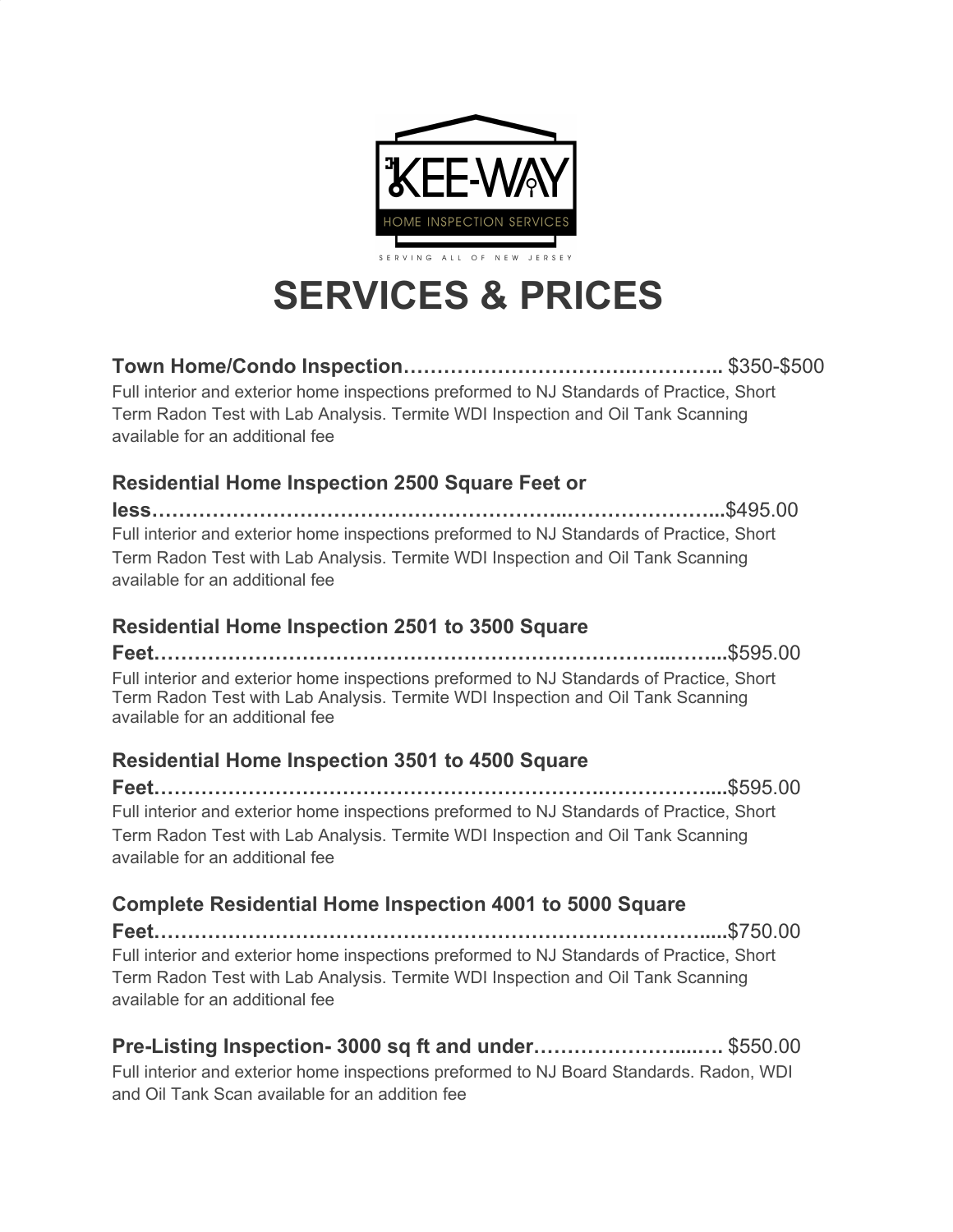KEE-WAY

HOME INSPECTION SERVICES

SERVING ALL OF NEW JERSEY

# SERVICES & PRICES

**Town Home/Condo Inspection………………………….………….** $350-$500

Full interior and exterior home inspections preformed to NJ Standards of Practice, Short Term Radon Test with Lab Analysis. Termite WDI Inspection and Oil Tank Scanning available for an additional fee

**Residential Home Inspection 2500 Square Feet or less……………………………………………..…………………..**$495.00

Full interior and exterior home inspections preformed to NJ Standards of Practice, Short Term Radon Test with Lab Analysis. Termite WDI Inspection and Oil Tank Scanning available for an additional fee

**Residential Home Inspection 2501 to 3500 Square Feet……………………………………………………………..……..**$595.00

Full interior and exterior home inspections preformed to NJ Standards of Practice, Short Term Radon Test with Lab Analysis. Termite WDI Inspection and Oil Tank Scanning available for an additional fee

**Residential Home Inspection 3501 to 4500 Square Feet……………………………………………………….…………....**$595.00

Full interior and exterior home inspections preformed to NJ Standards of Practice, Short Term Radon Test with Lab Analysis. Termite WDI Inspection and Oil Tank Scanning available for an additional fee

**Complete Residential Home Inspection 4001 to 5000 Square Feet…………………………………………………………………....**$750.00

Full interior and exterior home inspections preformed to NJ Standards of Practice, Short Term Radon Test with Lab Analysis. Termite WDI Inspection and Oil Tank Scanning available for an additional fee

**Pre-Listing Inspection- 3000 sq ft and under……………………...….** $550.00

Full interior and exterior home inspections preformed to NJ Board Standards. Radon, WDI and Oil Tank Scan available for an addition fee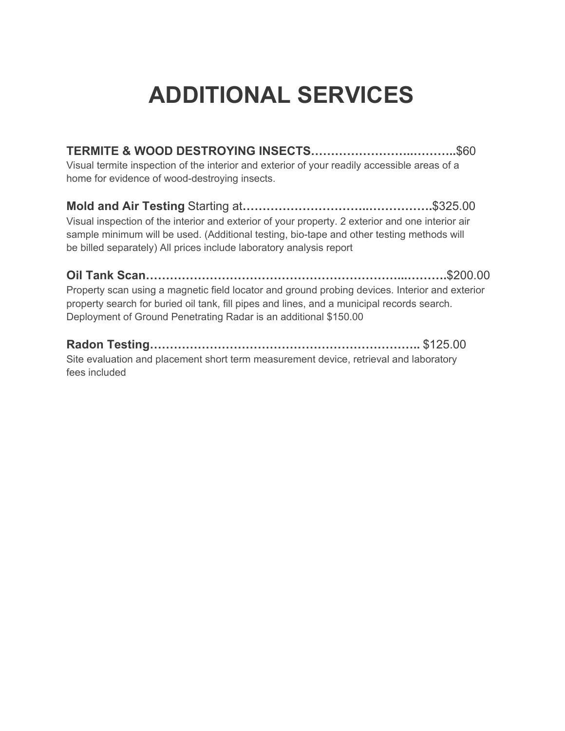# ADDITIONAL SERVICES

**TERMITE & WOOD DESTROYING INSECTS……………………..………..**$60

Visual termite inspection of the interior and exterior of your readily accessible areas of a home for evidence of wood-destroying insects.

**Mold and Air Testing** Starting at**…………………………..…………….**$325.00

Visual inspection of the interior and exterior of your property. 2 exterior and one interior air sample minimum will be used. (Additional testing, bio-tape and other testing methods will be billed separately) All prices include laboratory analysis report

**Oil Tank Scan……………………………………………………...……….**$200.00

Property scan using a magnetic field locator and ground probing devices. Interior and exterior property search for buried oil tank, fill pipes and lines, and a municipal records search. Deployment of Ground Penetrating Radar is an additional $150.00

**Radon Testing…………………………………………………………..** $125.00

Site evaluation and placement short term measurement device, retrieval and laboratory fees included